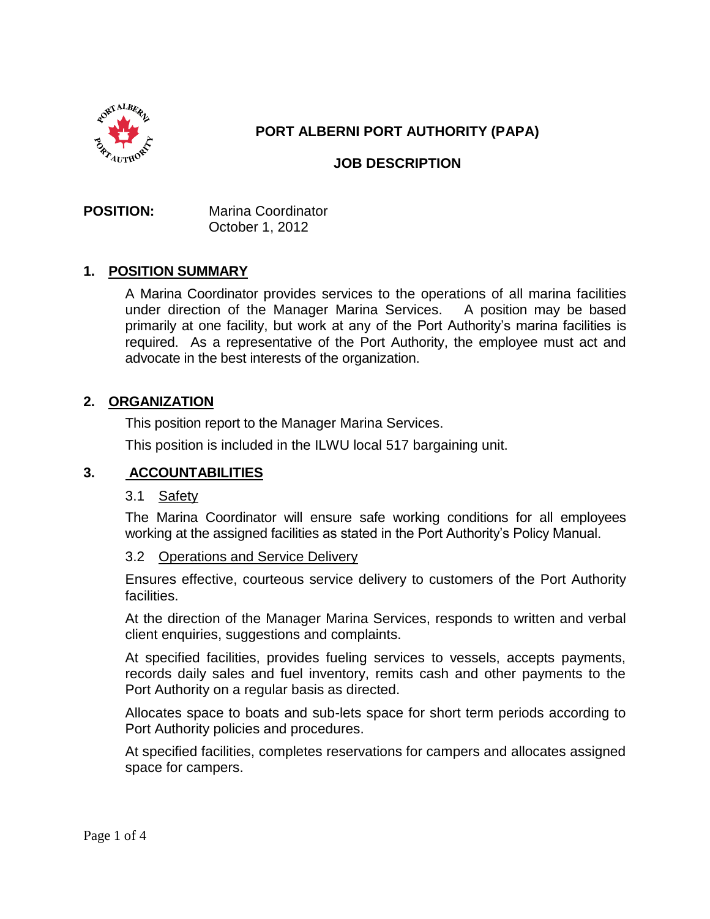# PORT ALBERNI PORT AUTHORITY (PAPA)

## JOB DESCRIPTION

**POSITION:** Marina Coordinator
October 1, 2012

## 1. POSITION SUMMARY

A Marina Coordinator provides services to the operations of all marina facilities under direction of the Manager Marina Services. A position may be based primarily at one facility, but work at any of the Port Authority's marina facilities is required. As a representative of the Port Authority, the employee must act and advocate in the best interests of the organization.

## 2. ORGANIZATION

This position report to the Manager Marina Services.

This position is included in the ILWU local 517 bargaining unit.

## 3. ACCOUNTABILITIES

### 3.1 Safety

The Marina Coordinator will ensure safe working conditions for all employees working at the assigned facilities as stated in the Port Authority's Policy Manual.

### 3.2 Operations and Service Delivery

Ensures effective, courteous service delivery to customers of the Port Authority facilities.

At the direction of the Manager Marina Services, responds to written and verbal client enquiries, suggestions and complaints.

At specified facilities, provides fueling services to vessels, accepts payments, records daily sales and fuel inventory, remits cash and other payments to the Port Authority on a regular basis as directed.

Allocates space to boats and sub-lets space for short term periods according to Port Authority policies and procedures.

At specified facilities, completes reservations for campers and allocates assigned space for campers.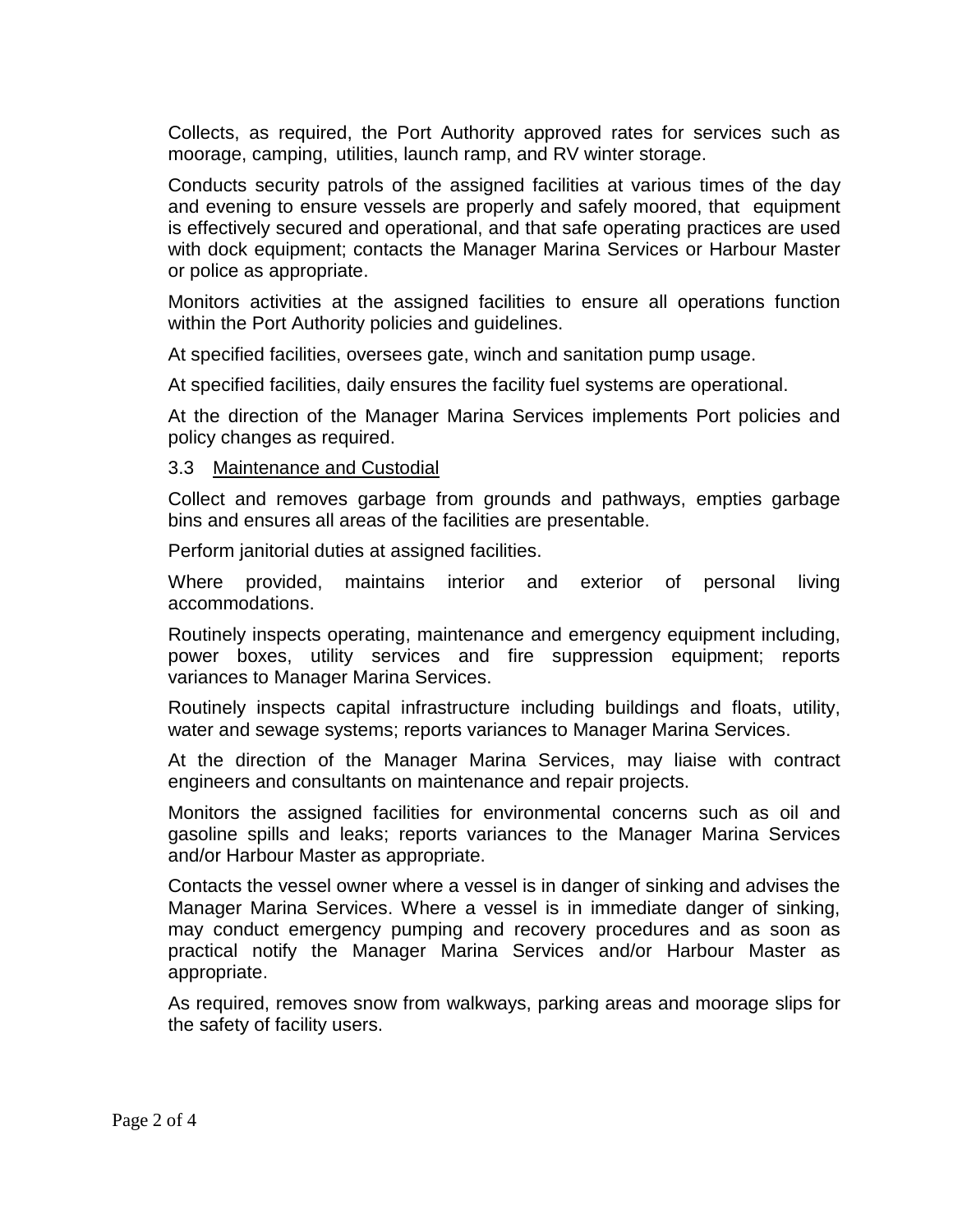Collects, as required, the Port Authority approved rates for services such as moorage, camping, utilities, launch ramp, and RV winter storage.

Conducts security patrols of the assigned facilities at various times of the day and evening to ensure vessels are properly and safely moored, that equipment is effectively secured and operational, and that safe operating practices are used with dock equipment; contacts the Manager Marina Services or Harbour Master or police as appropriate.

Monitors activities at the assigned facilities to ensure all operations function within the Port Authority policies and guidelines.

At specified facilities, oversees gate, winch and sanitation pump usage.

At specified facilities, daily ensures the facility fuel systems are operational.

At the direction of the Manager Marina Services implements Port policies and policy changes as required.

### 3.3 Maintenance and Custodial

Collect and removes garbage from grounds and pathways, empties garbage bins and ensures all areas of the facilities are presentable.

Perform janitorial duties at assigned facilities.

Where provided, maintains interior and exterior of personal living accommodations.

Routinely inspects operating, maintenance and emergency equipment including, power boxes, utility services and fire suppression equipment; reports variances to Manager Marina Services.

Routinely inspects capital infrastructure including buildings and floats, utility, water and sewage systems; reports variances to Manager Marina Services.

At the direction of the Manager Marina Services, may liaise with contract engineers and consultants on maintenance and repair projects.

Monitors the assigned facilities for environmental concerns such as oil and gasoline spills and leaks; reports variances to the Manager Marina Services and/or Harbour Master as appropriate.

Contacts the vessel owner where a vessel is in danger of sinking and advises the Manager Marina Services. Where a vessel is in immediate danger of sinking, may conduct emergency pumping and recovery procedures and as soon as practical notify the Manager Marina Services and/or Harbour Master as appropriate.

As required, removes snow from walkways, parking areas and moorage slips for the safety of facility users.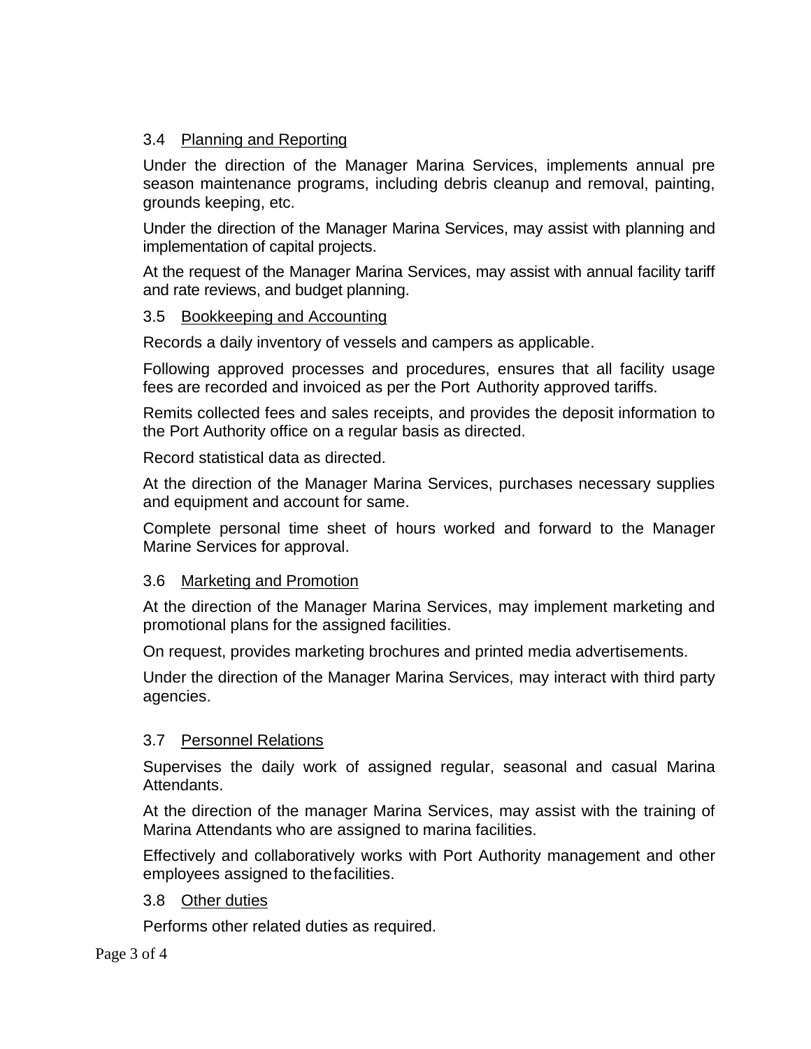### 3.4 Planning and Reporting

Under the direction of the Manager Marina Services, implements annual pre season maintenance programs, including debris cleanup and removal, painting, grounds keeping, etc.

Under the direction of the Manager Marina Services, may assist with planning and implementation of capital projects.

At the request of the Manager Marina Services, may assist with annual facility tariff and rate reviews, and budget planning.

### 3.5 Bookkeeping and Accounting

Records a daily inventory of vessels and campers as applicable.

Following approved processes and procedures, ensures that all facility usage fees are recorded and invoiced as per the Port Authority approved tariffs.

Remits collected fees and sales receipts, and provides the deposit information to the Port Authority office on a regular basis as directed.

Record statistical data as directed.

At the direction of the Manager Marina Services, purchases necessary supplies and equipment and account for same.

Complete personal time sheet of hours worked and forward to the Manager Marine Services for approval.

### 3.6 Marketing and Promotion

At the direction of the Manager Marina Services, may implement marketing and promotional plans for the assigned facilities.

On request, provides marketing brochures and printed media advertisements.

Under the direction of the Manager Marina Services, may interact with third party agencies.

### 3.7 Personnel Relations

Supervises the daily work of assigned regular, seasonal and casual Marina Attendants.

At the direction of the manager Marina Services, may assist with the training of Marina Attendants who are assigned to marina facilities.

Effectively and collaboratively works with Port Authority management and other employees assigned to the facilities.

### 3.8 Other duties

Performs other related duties as required.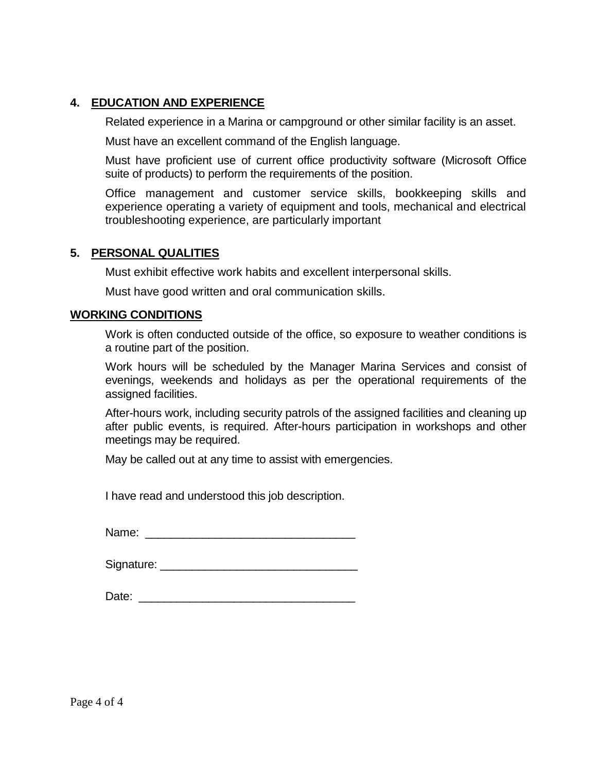## 4. EDUCATION AND EXPERIENCE

Related experience in a Marina or campground or other similar facility is an asset.

Must have an excellent command of the English language.

Must have proficient use of current office productivity software (Microsoft Office suite of products) to perform the requirements of the position.

Office management and customer service skills, bookkeeping skills and experience operating a variety of equipment and tools, mechanical and electrical troubleshooting experience, are particularly important

## 5. PERSONAL QUALITIES

Must exhibit effective work habits and excellent interpersonal skills.

Must have good written and oral communication skills.

## WORKING CONDITIONS

Work is often conducted outside of the office, so exposure to weather conditions is a routine part of the position.

Work hours will be scheduled by the Manager Marina Services and consist of evenings, weekends and holidays as per the operational requirements of the assigned facilities.

After-hours work, including security patrols of the assigned facilities and cleaning up after public events, is required. After-hours participation in workshops and other meetings may be required.

May be called out at any time to assist with emergencies.

I have read and understood this job description.

Name: _________________________________

Signature: ______________________________

Date: __________________________________